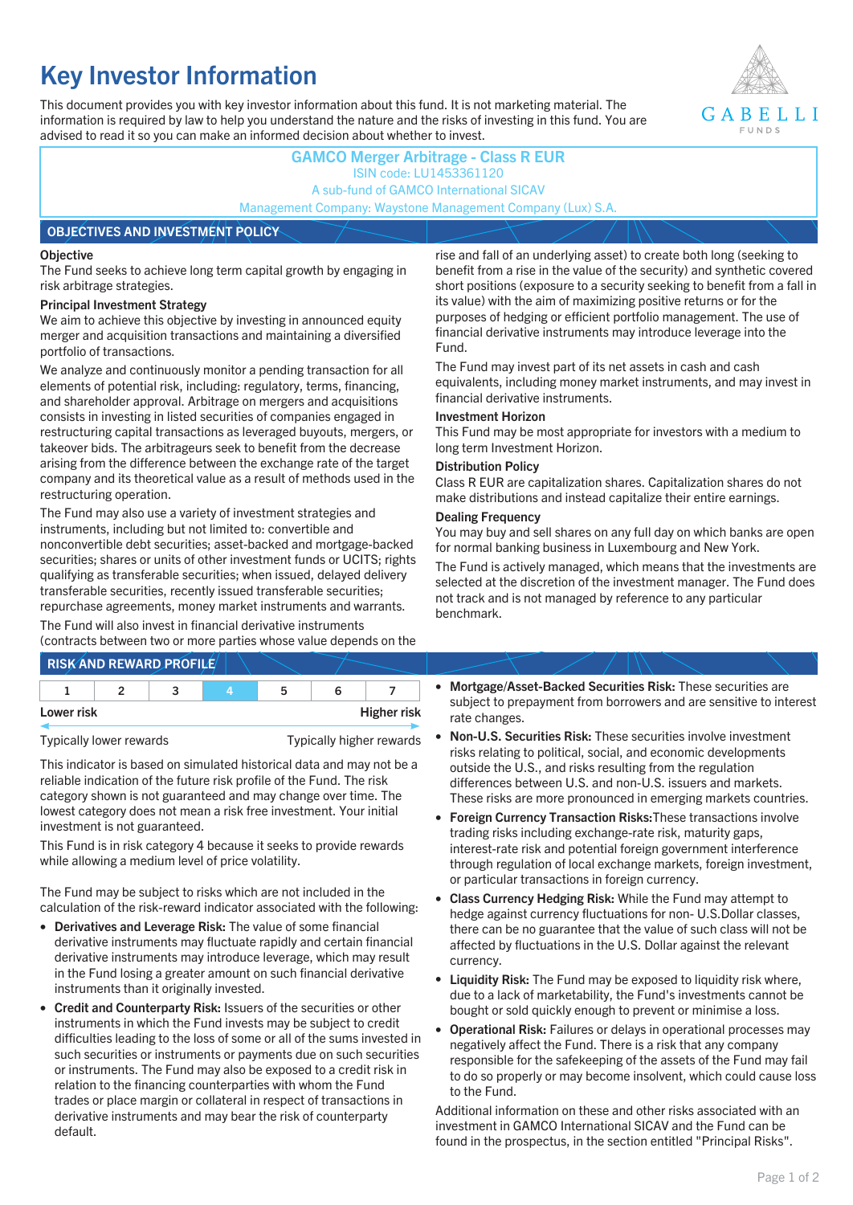# Key Investor Information

This document provides you with key investor information about this fund. It is not marketing material. The information is required by law to help you understand the nature and the risks of investing in this fund. You are advised to read it so you can make an informed decision about whether to invest.

GABELLI FUNDS

**GAMCO Merger Arbitrage - Class R EUR**
ISIN code: LU1453361120
A sub-fund of GAMCO International SICAV
Management Company: Waystone Management Company (Lux) S.A.

## OBJECTIVES AND INVESTMENT POLICY

**Objective**

The Fund seeks to achieve long term capital growth by engaging in risk arbitrage strategies.

**Principal Investment Strategy**

We aim to achieve this objective by investing in announced equity merger and acquisition transactions and maintaining a diversified portfolio of transactions.

We analyze and continuously monitor a pending transaction for all elements of potential risk, including: regulatory, terms, financing, and shareholder approval. Arbitrage on mergers and acquisitions consists in investing in listed securities of companies engaged in restructuring capital transactions as leveraged buyouts, mergers, or takeover bids. The arbitrageurs seek to benefit from the decrease arising from the difference between the exchange rate of the target company and its theoretical value as a result of methods used in the restructuring operation.

The Fund may also use a variety of investment strategies and instruments, including but not limited to: convertible and nonconvertible debt securities; asset-backed and mortgage-backed securities; shares or units of other investment funds or UCITS; rights qualifying as transferable securities; when issued, delayed delivery transferable securities, recently issued transferable securities; repurchase agreements, money market instruments and warrants.

The Fund will also invest in financial derivative instruments (contracts between two or more parties whose value depends on the rise and fall of an underlying asset) to create both long (seeking to benefit from a rise in the value of the security) and synthetic covered short positions (exposure to a security seeking to benefit from a fall in its value) with the aim of maximizing positive returns or for the purposes of hedging or efficient portfolio management. The use of financial derivative instruments may introduce leverage into the Fund.

The Fund may invest part of its net assets in cash and cash equivalents, including money market instruments, and may invest in financial derivative instruments.

**Investment Horizon**

This Fund may be most appropriate for investors with a medium to long term Investment Horizon.

**Distribution Policy**

Class R EUR are capitalization shares. Capitalization shares do not make distributions and instead capitalize their entire earnings.

**Dealing Frequency**

You may buy and sell shares on any full day on which banks are open for normal banking business in Luxembourg and New York.

The Fund is actively managed, which means that the investments are selected at the discretion of the investment manager. The Fund does not track and is not managed by reference to any particular benchmark.

## RISK AND REWARD PROFILE

| 1 | 2 | 3 | **4** | 5 | 6 | 7 |
|---|---|---|---|---|---|---|

Lower risk — Higher risk

Typically lower rewards — Typically higher rewards

This indicator is based on simulated historical data and may not be a reliable indication of the future risk profile of the Fund. The risk category shown is not guaranteed and may change over time. The lowest category does not mean a risk free investment. Your initial investment is not guaranteed.

This Fund is in risk category 4 because it seeks to provide rewards while allowing a medium level of price volatility.

The Fund may be subject to risks which are not included in the calculation of the risk-reward indicator associated with the following:

- **Derivatives and Leverage Risk:** The value of some financial derivative instruments may fluctuate rapidly and certain financial derivative instruments may introduce leverage, which may result in the Fund losing a greater amount on such financial derivative instruments than it originally invested.
- **Credit and Counterparty Risk:** Issuers of the securities or other instruments in which the Fund invests may be subject to credit difficulties leading to the loss of some or all of the sums invested in such securities or instruments or payments due on such securities or instruments. The Fund may also be exposed to a credit risk in relation to the financing counterparties with whom the Fund trades or place margin or collateral in respect of transactions in derivative instruments and may bear the risk of counterparty default.
- **Mortgage/Asset-Backed Securities Risk:** These securities are subject to prepayment from borrowers and are sensitive to interest rate changes.
- **Non-U.S. Securities Risk:** These securities involve investment risks relating to political, social, and economic developments outside the U.S., and risks resulting from the regulation differences between U.S. and non-U.S. issuers and markets. These risks are more pronounced in emerging markets countries.
- **Foreign Currency Transaction Risks:** These transactions involve trading risks including exchange-rate risk, maturity gaps, interest-rate risk and potential foreign government interference through regulation of local exchange markets, foreign investment, or particular transactions in foreign currency.
- **Class Currency Hedging Risk:** While the Fund may attempt to hedge against currency fluctuations for non- U.S.Dollar classes, there can be no guarantee that the value of such class will not be affected by fluctuations in the U.S. Dollar against the relevant currency.
- **Liquidity Risk:** The Fund may be exposed to liquidity risk where, due to a lack of marketability, the Fund's investments cannot be bought or sold quickly enough to prevent or minimise a loss.
- **Operational Risk:** Failures or delays in operational processes may negatively affect the Fund. There is a risk that any company responsible for the safekeeping of the assets of the Fund may fail to do so properly or may become insolvent, which could cause loss to the Fund.

Additional information on these and other risks associated with an investment in GAMCO International SICAV and the Fund can be found in the prospectus, in the section entitled "Principal Risks".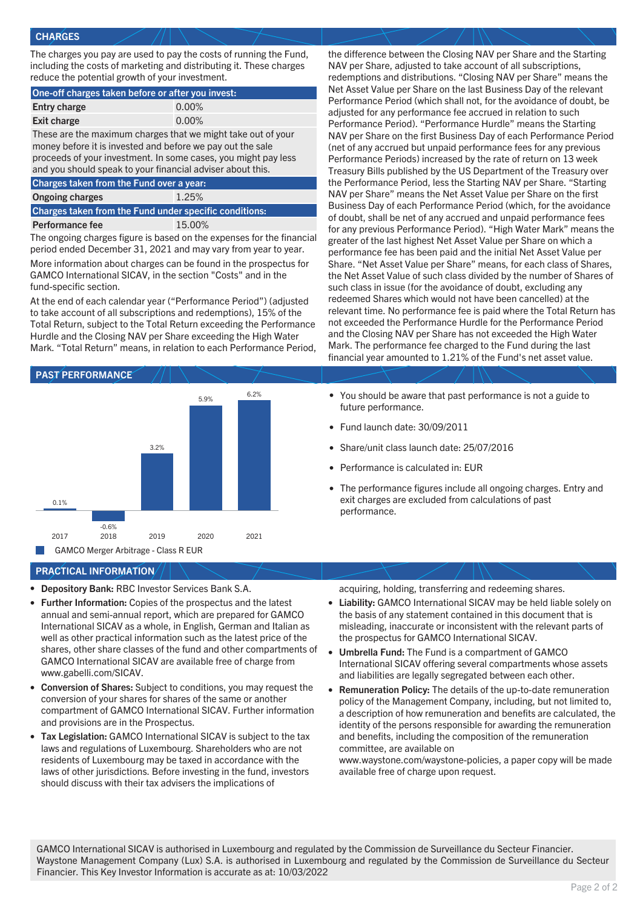## CHARGES

The charges you pay are used to pay the costs of running the Fund, including the costs of marketing and distributing it. These charges reduce the potential growth of your investment.

| One-off charges taken before or after you invest: | |
|---|---|
| **Entry charge** | 0.00% |
| **Exit charge** | 0.00% |
| These are the maximum charges that we might take out of your money before it is invested and before we pay out the sale proceeds of your investment. In some cases, you might pay less and you should speak to your financial adviser about this. | |
| **Charges taken from the Fund over a year:** | |
| **Ongoing charges** | 1.25% |
| **Charges taken from the Fund under specific conditions:** | |
| **Performance fee** | 15.00% |

The ongoing charges figure is based on the expenses for the financial period ended December 31, 2021 and may vary from year to year.

More information about charges can be found in the prospectus for GAMCO International SICAV, in the section "Costs" and in the fund-specific section.

At the end of each calendar year ("Performance Period") (adjusted to take account of all subscriptions and redemptions), 15% of the Total Return, subject to the Total Return exceeding the Performance Hurdle and the Closing NAV per Share exceeding the High Water Mark. "Total Return" means, in relation to each Performance Period, the difference between the Closing NAV per Share and the Starting NAV per Share, adjusted to take account of all subscriptions, redemptions and distributions. "Closing NAV per Share" means the Net Asset Value per Share on the last Business Day of the relevant Performance Period (which shall not, for the avoidance of doubt, be adjusted for any performance fee accrued in relation to such Performance Period). "Performance Hurdle" means the Starting NAV per Share on the first Business Day of each Performance Period (net of any accrued but unpaid performance fees for any previous Performance Periods) increased by the rate of return on 13 week Treasury Bills published by the US Department of the Treasury over the Performance Period, less the Starting NAV per Share. "Starting NAV per Share" means the Net Asset Value per Share on the first Business Day of each Performance Period (which, for the avoidance of doubt, shall be net of any accrued and unpaid performance fees for any previous Performance Period). "High Water Mark" means the greater of the last highest Net Asset Value per Share on which a performance fee has been paid and the initial Net Asset Value per Share. "Net Asset Value per Share" means, for each class of Shares, the Net Asset Value of such class divided by the number of Shares of such class in issue (for the avoidance of doubt, excluding any redeemed Shares which would not have been cancelled) at the relevant time. No performance fee is paid where the Total Return has not exceeded the Performance Hurdle for the Performance Period and the Closing NAV per Share has not exceeded the High Water Mark. The performance fee charged to the Fund during the last financial year amounted to 1.21% of the Fund's net asset value.

## PAST PERFORMANCE

0.1%
-0.6%
3.2%
5.9%
6.2%

2017 2018 2019 2020 2021

GAMCO Merger Arbitrage - Class R EUR

- You should be aware that past performance is not a guide to future performance.
- Fund launch date: 30/09/2011
- Share/unit class launch date: 25/07/2016
- Performance is calculated in: EUR
- The performance figures include all ongoing charges. Entry and exit charges are excluded from calculations of past performance.

## PRACTICAL INFORMATION

- **Depository Bank:** RBC Investor Services Bank S.A.
- **Further Information:** Copies of the prospectus and the latest annual and semi-annual report, which are prepared for GAMCO International SICAV as a whole, in English, German and Italian as well as other practical information such as the latest price of the shares, other share classes of the fund and other compartments of GAMCO International SICAV are available free of charge from www.gabelli.com/SICAV.
- **Conversion of Shares:** Subject to conditions, you may request the conversion of your shares for shares of the same or another compartment of GAMCO International SICAV. Further information and provisions are in the Prospectus.
- **Tax Legislation:** GAMCO International SICAV is subject to the tax laws and regulations of Luxembourg. Shareholders who are not residents of Luxembourg may be taxed in accordance with the laws of other jurisdictions. Before investing in the fund, investors should discuss with their tax advisers the implications of acquiring, holding, transferring and redeeming shares.
- **Liability:** GAMCO International SICAV may be held liable solely on the basis of any statement contained in this document that is misleading, inaccurate or inconsistent with the relevant parts of the prospectus for GAMCO International SICAV.
- **Umbrella Fund:** The Fund is a compartment of GAMCO International SICAV offering several compartments whose assets and liabilities are legally segregated between each other.
- **Remuneration Policy:** The details of the up-to-date remuneration policy of the Management Company, including, but not limited to, a description of how remuneration and benefits are calculated, the identity of the persons responsible for awarding the remuneration and benefits, including the composition of the remuneration committee, are available on www.waystone.com/waystone-policies, a paper copy will be made available free of charge upon request.

GAMCO International SICAV is authorised in Luxembourg and regulated by the Commission de Surveillance du Secteur Financier. Waystone Management Company (Lux) S.A. is authorised in Luxembourg and regulated by the Commission de Surveillance du Secteur Financier. This Key Investor Information is accurate as at: 10/03/2022